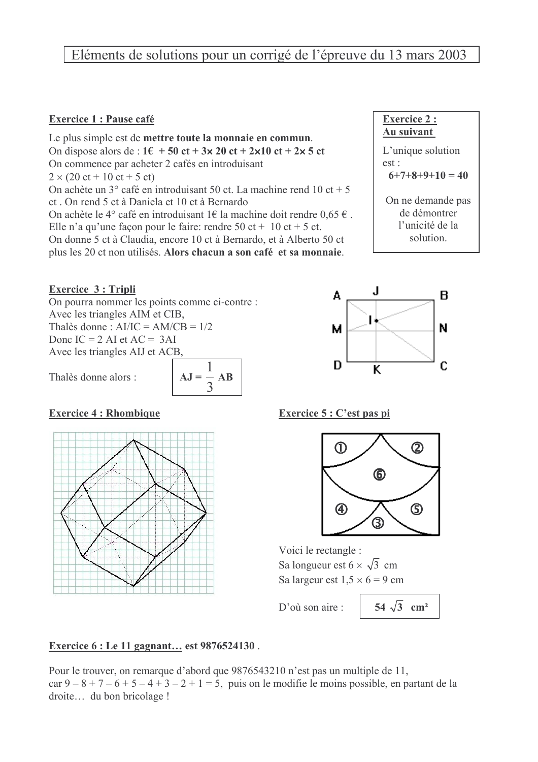# Eléments de solutions pour un corrigé de l'épreuve du 13 mars 2003

## Exercice 1 : Pause café

Le plus simple est de **mettre toute la monnaie en commun**.
On dispose alors de : **1€ + 50 ct + 3× 20 ct + 2×10 ct + 2× 5 ct**
On commence par acheter 2 cafés en introduisant
$2 \times (20 \text{ ct} + 10 \text{ ct} + 5 \text{ ct})$
On achète un 3° café en introduisant 50 ct. La machine rend 10 ct + 5 ct . On rend 5 ct à Daniela et 10 ct à Bernardo
On achète le 4° café en introduisant 1€ la machine doit rendre 0,65 € .
Elle n'a qu'une façon pour le faire: rendre 50 ct + 10 ct + 5 ct.
On donne 5 ct à Claudia, encore 10 ct à Bernardo, et à Alberto 50 ct plus les 20 ct non utilisés. **Alors chacun a son café et sa monnaie**.

## Exercice 2 : Au suivant

L'unique solution est :
**6+7+8+9+10 = 40**

On ne demande pas de démontrer l'unicité de la solution.

## Exercice 3 : Tripli

On pourra nommer les points comme ci-contre :
Avec les triangles AIM et CIB,
Thalès donne : AI/IC = AM/CB = 1/2
Donc IC = 2 AI et AC = 3AI
Avec les triangles AIJ et ACB,

Thalès donne alors : $\mathbf{AJ} = \dfrac{1}{3}\mathbf{AB}$

## Exercice 4 : Rhombique

## Exercice 5 : C'est pas pi

Voici le rectangle :
Sa longueur est $6 \times \sqrt{3}$ cm
Sa largeur est $1{,}5 \times 6 = 9$ cm

D'où son aire : $\mathbf{54\sqrt{3}}$ **cm²**

## Exercice 6 : Le 11 gagnant… est 9876524130 .

Pour le trouver, on remarque d'abord que 9876543210 n'est pas un multiple de 11,
car $9 - 8 + 7 - 6 + 5 - 4 + 3 - 2 + 1 = 5$, puis on le modifie le moins possible, en partant de la droite… du bon bricolage !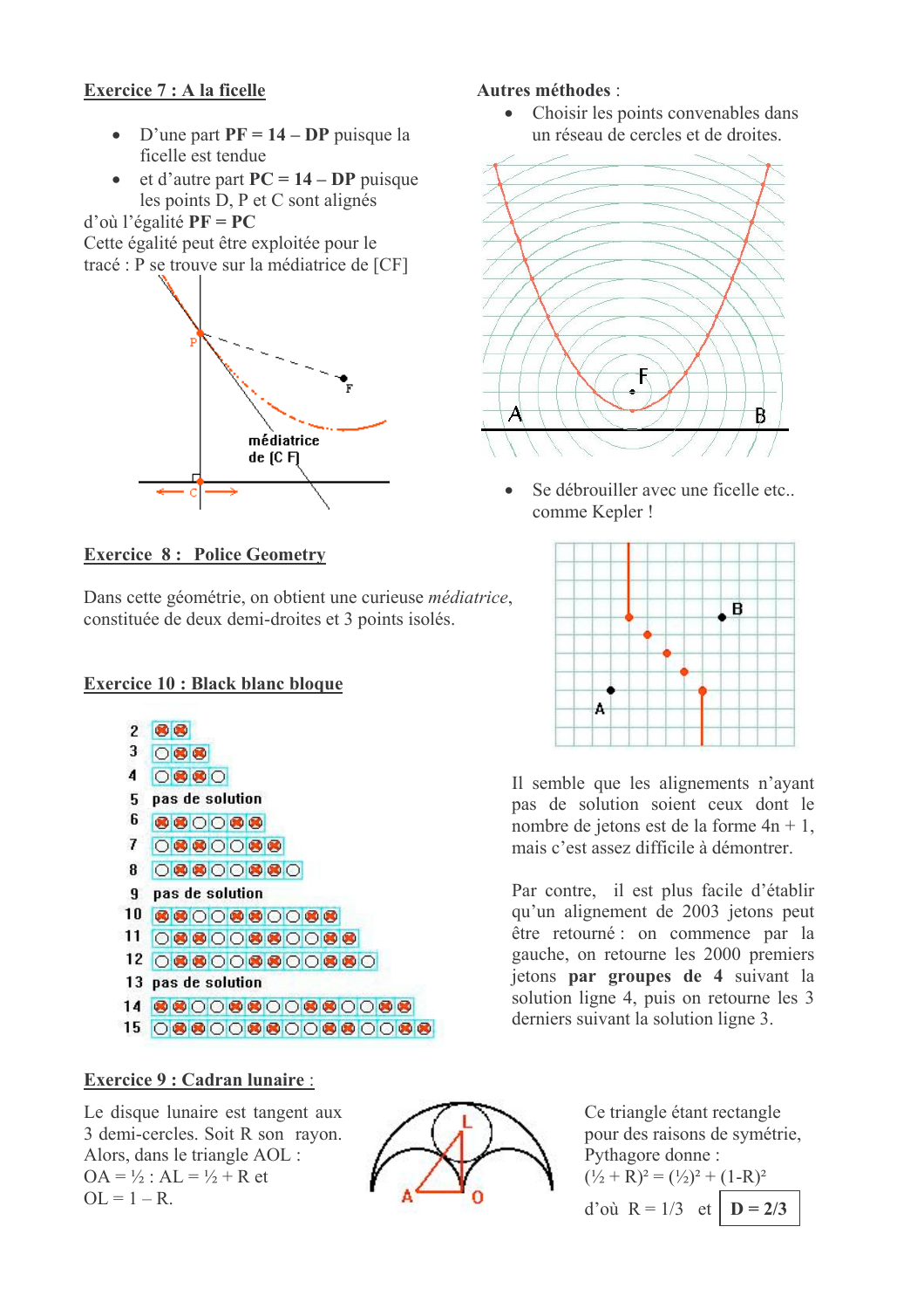## Exercice 7 : A la ficelle

- D'une part **PF = 14 – DP** puisque la ficelle est tendue
- et d'autre part **PC = 14 – DP** puisque les points D, P et C sont alignés

d'où l'égalité **PF = PC**

Cette égalité peut être exploitée pour le tracé : P se trouve sur la médiatrice de [CF]

## Autres méthodes :

- Choisir les points convenables dans un réseau de cercles et de droites.
- Se débrouiller avec une ficelle etc.. comme Kepler !

## Exercice 8 : Police Geometry

Dans cette géométrie, on obtient une curieuse *médiatrice*, constituée de deux demi-droites et 3 points isolés.

## Exercice 10 : Black blanc bloque

Il semble que les alignements n'ayant pas de solution soient ceux dont le nombre de jetons est de la forme 4n + 1, mais c'est assez difficile à démontrer.

Par contre, il est plus facile d'établir qu'un alignement de 2003 jetons peut être retourné : on commence par la gauche, on retourne les 2000 premiers jetons **par groupes de 4** suivant la solution ligne 4, puis on retourne les 3 derniers suivant la solution ligne 3.

## Exercice 9 : Cadran lunaire :

Le disque lunaire est tangent aux 3 demi-cercles. Soit R son rayon. Alors, dans le triangle AOL :
OA = ½ : AL = ½ + R et
OL = 1 – R.

Ce triangle étant rectangle pour des raisons de symétrie, Pythagore donne :
$(\frac{1}{2} + R)^2 = (\frac{1}{2})^2 + (1-R)^2$

d'où R = 1/3 et **D = 2/3**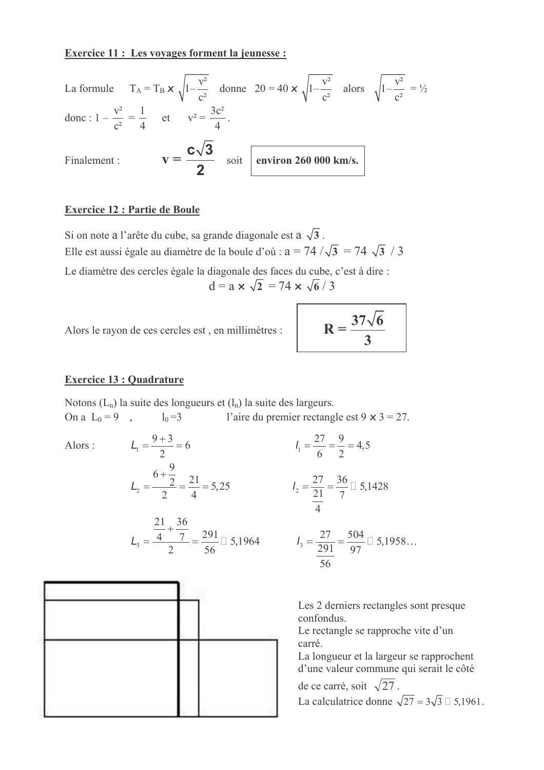**Exercice 11 : Les voyages forment la jeunesse :**

La formule $T_A = T_B \times \sqrt{1-\frac{v^2}{c^2}}$ donne $20 = 40 \times \sqrt{1-\frac{v^2}{c^2}}$ alors $\sqrt{1-\frac{v^2}{c^2}} = ½$

donc : $1 - \frac{v^2}{c^2} = \frac{1}{4}$ et $v^2 = \frac{3c^2}{4}$.

Finalement : $v = \frac{c\sqrt{3}}{2}$ soit **environ 260 000 km/s.**

**Exercice 12 : Partie de Boule**

Si on note a l'arête du cube, sa grande diagonale est a $\sqrt{3}$.
Elle est aussi égale au diamètre de la boule d'où : $a = 74 / \sqrt{3} = 74\sqrt{3} / 3$

Le diamètre des cercles égale la diagonale des faces du cube, c'est à dire :

$$d = a \times \sqrt{2} = 74 \times \sqrt{6} / 3$$

Alors le rayon de ces cercles est , en millimètres : $R = \frac{37\sqrt{6}}{3}$

**Exercice 13 : Quadrature**

Notons $(L_n)$ la suite des longueurs et $(l_n)$ la suite des largeurs.
On a $L_0 = 9$ , $l_0 = 3$ l'aire du premier rectangle est $9 \times 3 = 27$.

Alors :

$$L_1 = \frac{9+3}{2} = 6 \qquad l_1 = \frac{27}{6} = \frac{9}{2} = 4,5$$

$$L_2 = \frac{6+\frac{9}{2}}{2} = \frac{21}{4} = 5,25 \qquad l_2 = \frac{27}{\frac{21}{4}} = \frac{36}{7} \approx 5,1428$$

$$L_3 = \frac{\frac{21}{4}+\frac{36}{7}}{2} = \frac{291}{56} \approx 5,1964 \qquad l_3 = \frac{27}{\frac{291}{56}} = \frac{504}{97} \approx 5,1958\ldots$$

Les 2 derniers rectangles sont presque confondus.
Le rectangle se rapproche vite d'un carré.
La longueur et la largeur se rapprochent d'une valeur commune qui serait le côté de ce carré, soit $\sqrt{27}$.
La calculatrice donne $\sqrt{27} = 3\sqrt{3} \approx 5,1961$.